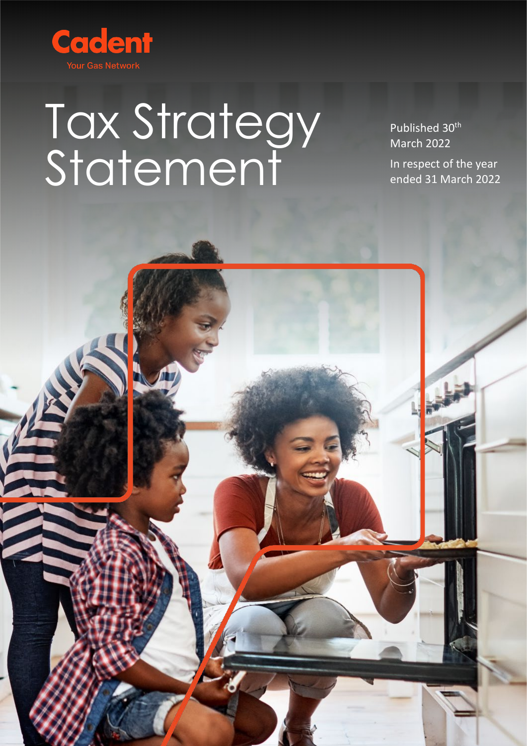Cadent

Your Gas Network

# Tax Strategy Statement

Published 30th March 2022

In respect of the year ended 31 March 2022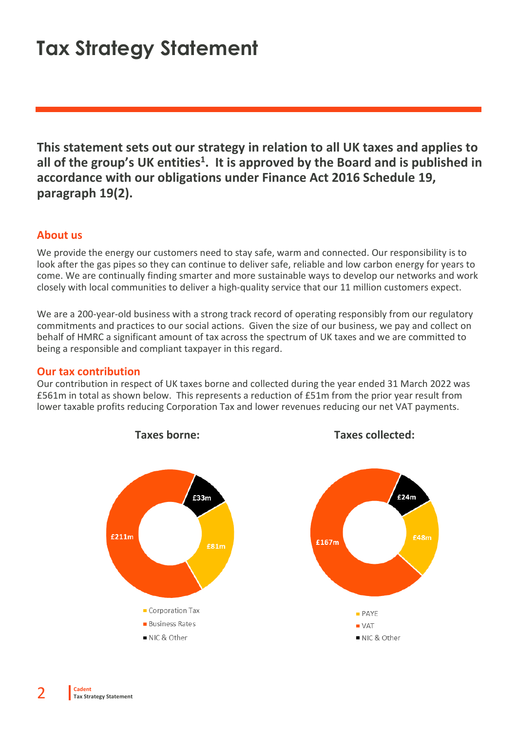# Tax Strategy Statement

**This statement sets out our strategy in relation to all UK taxes and applies to all of the group's UK entities[1]. It is approved by the Board and is published in accordance with our obligations under Finance Act 2016 Schedule 19, paragraph 19(2).**

## About us

We provide the energy our customers need to stay safe, warm and connected. Our responsibility is to look after the gas pipes so they can continue to deliver safe, reliable and low carbon energy for years to come. We are continually finding smarter and more sustainable ways to develop our networks and work closely with local communities to deliver a high-quality service that our 11 million customers expect.

We are a 200-year-old business with a strong track record of operating responsibly from our regulatory commitments and practices to our social actions. Given the size of our business, we pay and collect on behalf of HMRC a significant amount of tax across the spectrum of UK taxes and we are committed to being a responsible and compliant taxpayer in this regard.

## Our tax contribution

Our contribution in respect of UK taxes borne and collected during the year ended 31 March 2022 was £561m in total as shown below. This represents a reduction of £51m from the prior year result from lower taxable profits reducing Corporation Tax and lower revenues reducing our net VAT payments.

**Taxes borne:**

| Tax | Amount |
| --- | --- |
| Corporation Tax | £81m |
| Business Rates | £211m |
| NIC & Other | £33m |

**Taxes collected:**

| Tax | Amount |
| --- | --- |
| PAYE | £48m |
| VAT | £167m |
| NIC & Other | £24m |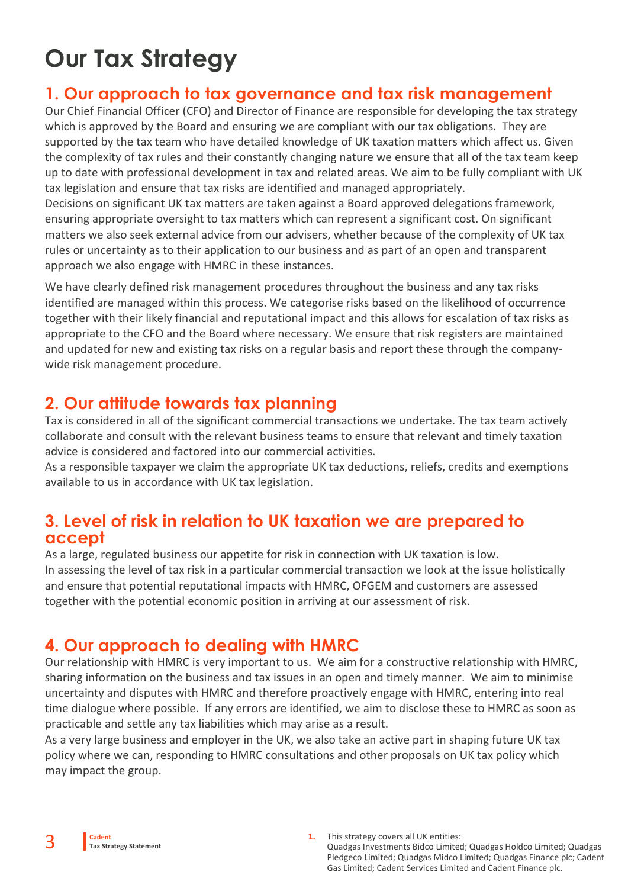# Our Tax Strategy

## 1. Our approach to tax governance and tax risk management

Our Chief Financial Officer (CFO) and Director of Finance are responsible for developing the tax strategy which is approved by the Board and ensuring we are compliant with our tax obligations. They are supported by the tax team who have detailed knowledge of UK taxation matters which affect us. Given the complexity of tax rules and their constantly changing nature we ensure that all of the tax team keep up to date with professional development in tax and related areas. We aim to be fully compliant with UK tax legislation and ensure that tax risks are identified and managed appropriately.
Decisions on significant UK tax matters are taken against a Board approved delegations framework, ensuring appropriate oversight to tax matters which can represent a significant cost. On significant matters we also seek external advice from our advisers, whether because of the complexity of UK tax rules or uncertainty as to their application to our business and as part of an open and transparent approach we also engage with HMRC in these instances.

We have clearly defined risk management procedures throughout the business and any tax risks identified are managed within this process. We categorise risks based on the likelihood of occurrence together with their likely financial and reputational impact and this allows for escalation of tax risks as appropriate to the CFO and the Board where necessary. We ensure that risk registers are maintained and updated for new and existing tax risks on a regular basis and report these through the company-wide risk management procedure.

## 2. Our attitude towards tax planning

Tax is considered in all of the significant commercial transactions we undertake. The tax team actively collaborate and consult with the relevant business teams to ensure that relevant and timely taxation advice is considered and factored into our commercial activities.
As a responsible taxpayer we claim the appropriate UK tax deductions, reliefs, credits and exemptions available to us in accordance with UK tax legislation.

## 3. Level of risk in relation to UK taxation we are prepared to accept

As a large, regulated business our appetite for risk in connection with UK taxation is low.
In assessing the level of tax risk in a particular commercial transaction we look at the issue holistically and ensure that potential reputational impacts with HMRC, OFGEM and customers are assessed together with the potential economic position in arriving at our assessment of risk.

## 4. Our approach to dealing with HMRC

Our relationship with HMRC is very important to us. We aim for a constructive relationship with HMRC, sharing information on the business and tax issues in an open and timely manner. We aim to minimise uncertainty and disputes with HMRC and therefore proactively engage with HMRC, entering into real time dialogue where possible. If any errors are identified, we aim to disclose these to HMRC as soon as practicable and settle any tax liabilities which may arise as a result.
As a very large business and employer in the UK, we also take an active part in shaping future UK tax policy where we can, responding to HMRC consultations and other proposals on UK tax policy which may impact the group.

1. This strategy covers all UK entities:
Quadgas Investments Bidco Limited; Quadgas Holdco Limited; Quadgas Pledgeco Limited; Quadgas Midco Limited; Quadgas Finance plc; Cadent Gas Limited; Cadent Services Limited and Cadent Finance plc.